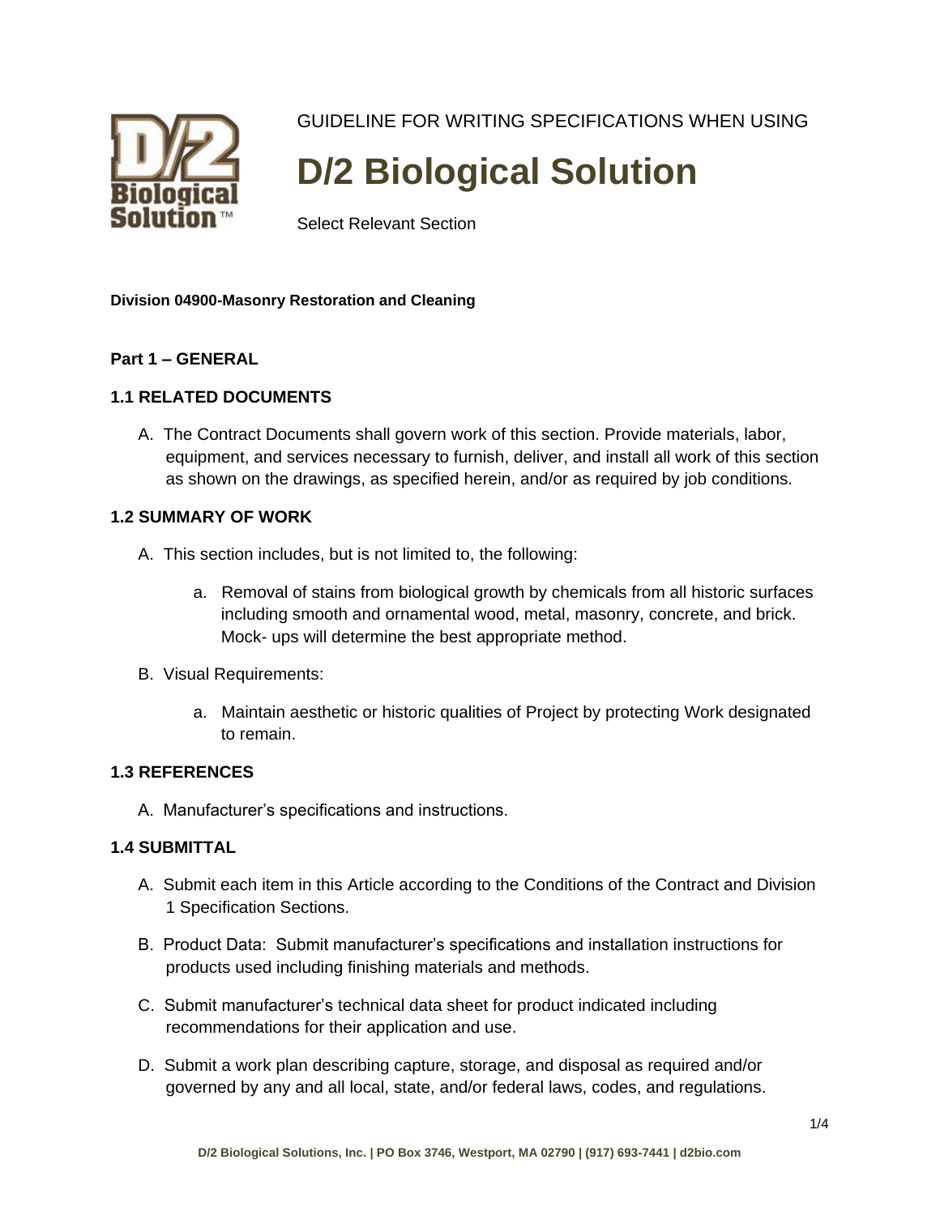GUIDELINE FOR WRITING SPECIFICATIONS WHEN USING

# D/2 Biological Solution

Select Relevant Section

**Division 04900-Masonry Restoration and Cleaning**

## Part 1 – GENERAL

### 1.1 RELATED DOCUMENTS

A. The Contract Documents shall govern work of this section. Provide materials, labor, equipment, and services necessary to furnish, deliver, and install all work of this section as shown on the drawings, as specified herein, and/or as required by job conditions.

### 1.2 SUMMARY OF WORK

A. This section includes, but is not limited to, the following:

   a. Removal of stains from biological growth by chemicals from all historic surfaces including smooth and ornamental wood, metal, masonry, concrete, and brick. Mock- ups will determine the best appropriate method.

B. Visual Requirements:

   a. Maintain aesthetic or historic qualities of Project by protecting Work designated to remain.

### 1.3 REFERENCES

A. Manufacturer's specifications and instructions.

### 1.4 SUBMITTAL

A. Submit each item in this Article according to the Conditions of the Contract and Division 1 Specification Sections.

B. Product Data: Submit manufacturer's specifications and installation instructions for products used including finishing materials and methods.

C. Submit manufacturer's technical data sheet for product indicated including recommendations for their application and use.

D. Submit a work plan describing capture, storage, and disposal as required and/or governed by any and all local, state, and/or federal laws, codes, and regulations.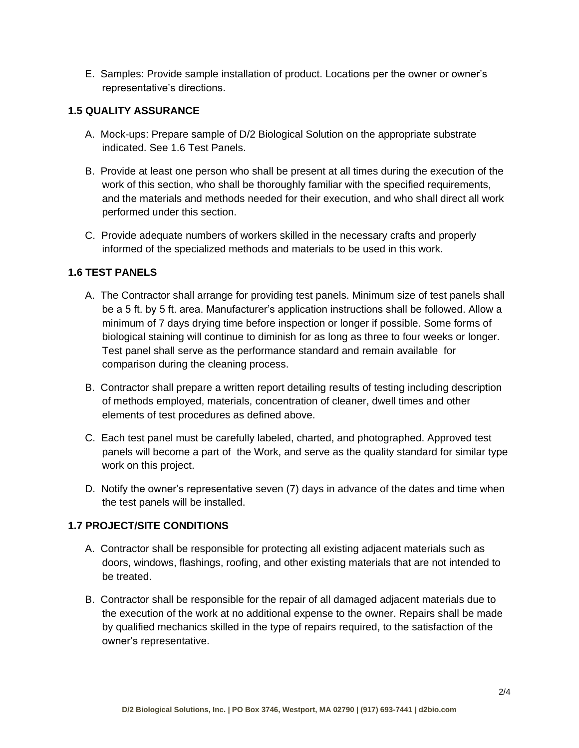E. Samples: Provide sample installation of product. Locations per the owner or owner's representative's directions.

### 1.5 QUALITY ASSURANCE

A. Mock-ups: Prepare sample of D/2 Biological Solution on the appropriate substrate indicated. See 1.6 Test Panels.

B. Provide at least one person who shall be present at all times during the execution of the work of this section, who shall be thoroughly familiar with the specified requirements, and the materials and methods needed for their execution, and who shall direct all work performed under this section.

C. Provide adequate numbers of workers skilled in the necessary crafts and properly informed of the specialized methods and materials to be used in this work.

### 1.6 TEST PANELS

A. The Contractor shall arrange for providing test panels. Minimum size of test panels shall be a 5 ft. by 5 ft. area. Manufacturer's application instructions shall be followed. Allow a minimum of 7 days drying time before inspection or longer if possible. Some forms of biological staining will continue to diminish for as long as three to four weeks or longer. Test panel shall serve as the performance standard and remain available for comparison during the cleaning process.

B. Contractor shall prepare a written report detailing results of testing including description of methods employed, materials, concentration of cleaner, dwell times and other elements of test procedures as defined above.

C. Each test panel must be carefully labeled, charted, and photographed. Approved test panels will become a part of the Work, and serve as the quality standard for similar type work on this project.

D. Notify the owner's representative seven (7) days in advance of the dates and time when the test panels will be installed.

### 1.7 PROJECT/SITE CONDITIONS

A. Contractor shall be responsible for protecting all existing adjacent materials such as doors, windows, flashings, roofing, and other existing materials that are not intended to be treated.

B. Contractor shall be responsible for the repair of all damaged adjacent materials due to the execution of the work at no additional expense to the owner. Repairs shall be made by qualified mechanics skilled in the type of repairs required, to the satisfaction of the owner's representative.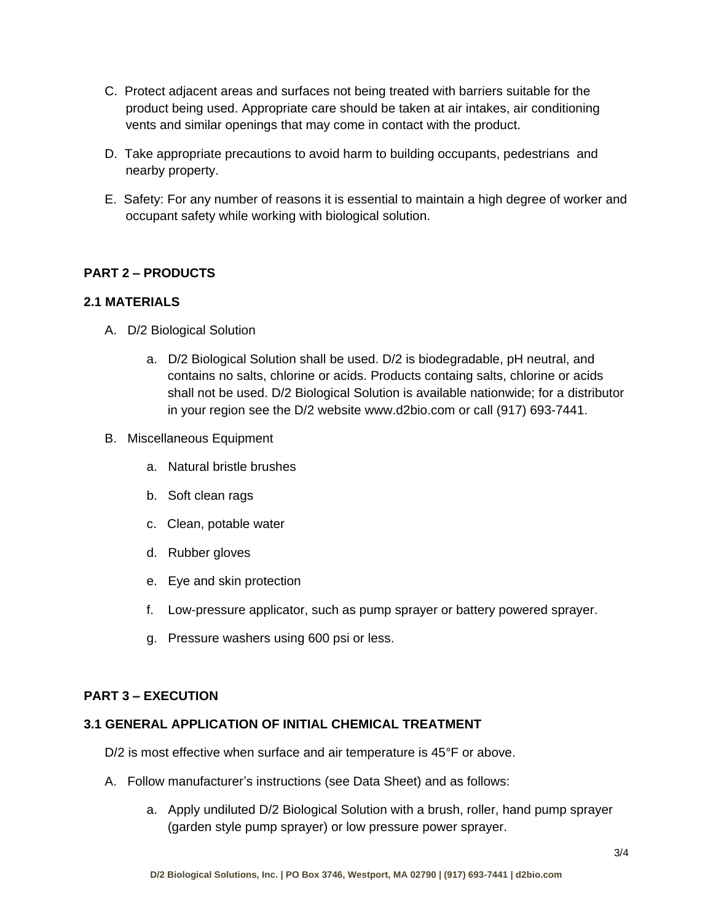C. Protect adjacent areas and surfaces not being treated with barriers suitable for the product being used. Appropriate care should be taken at air intakes, air conditioning vents and similar openings that may come in contact with the product.

D. Take appropriate precautions to avoid harm to building occupants, pedestrians and nearby property.

E. Safety: For any number of reasons it is essential to maintain a high degree of worker and occupant safety while working with biological solution.

## PART 2 – PRODUCTS

### 2.1 MATERIALS

A. D/2 Biological Solution

  a. D/2 Biological Solution shall be used. D/2 is biodegradable, pH neutral, and contains no salts, chlorine or acids. Products containg salts, chlorine or acids shall not be used. D/2 Biological Solution is available nationwide; for a distributor in your region see the D/2 website www.d2bio.com or call (917) 693-7441.

B. Miscellaneous Equipment

  a. Natural bristle brushes

  b. Soft clean rags

  c. Clean, potable water

  d. Rubber gloves

  e. Eye and skin protection

  f. Low-pressure applicator, such as pump sprayer or battery powered sprayer.

  g. Pressure washers using 600 psi or less.

## PART 3 – EXECUTION

### 3.1 GENERAL APPLICATION OF INITIAL CHEMICAL TREATMENT

D/2 is most effective when surface and air temperature is 45°F or above.

A. Follow manufacturer's instructions (see Data Sheet) and as follows:

  a. Apply undiluted D/2 Biological Solution with a brush, roller, hand pump sprayer (garden style pump sprayer) or low pressure power sprayer.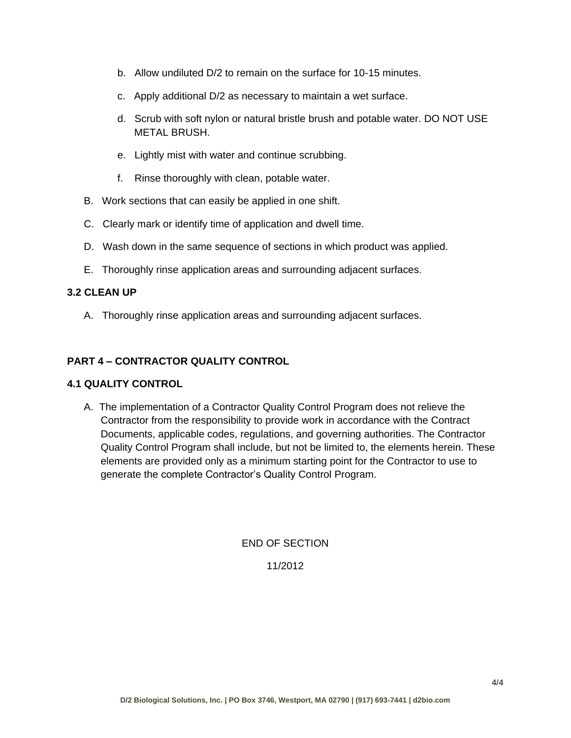b. Allow undiluted D/2 to remain on the surface for 10-15 minutes.

c. Apply additional D/2 as necessary to maintain a wet surface.

d. Scrub with soft nylon or natural bristle brush and potable water. DO NOT USE METAL BRUSH.

e. Lightly mist with water and continue scrubbing.

f. Rinse thoroughly with clean, potable water.

B. Work sections that can easily be applied in one shift.

C. Clearly mark or identify time of application and dwell time.

D. Wash down in the same sequence of sections in which product was applied.

E. Thoroughly rinse application areas and surrounding adjacent surfaces.

**3.2 CLEAN UP**

A. Thoroughly rinse application areas and surrounding adjacent surfaces.

**PART 4 – CONTRACTOR QUALITY CONTROL**

**4.1 QUALITY CONTROL**

A. The implementation of a Contractor Quality Control Program does not relieve the Contractor from the responsibility to provide work in accordance with the Contract Documents, applicable codes, regulations, and governing authorities. The Contractor Quality Control Program shall include, but not be limited to, the elements herein. These elements are provided only as a minimum starting point for the Contractor to use to generate the complete Contractor's Quality Control Program.

END OF SECTION

11/2012